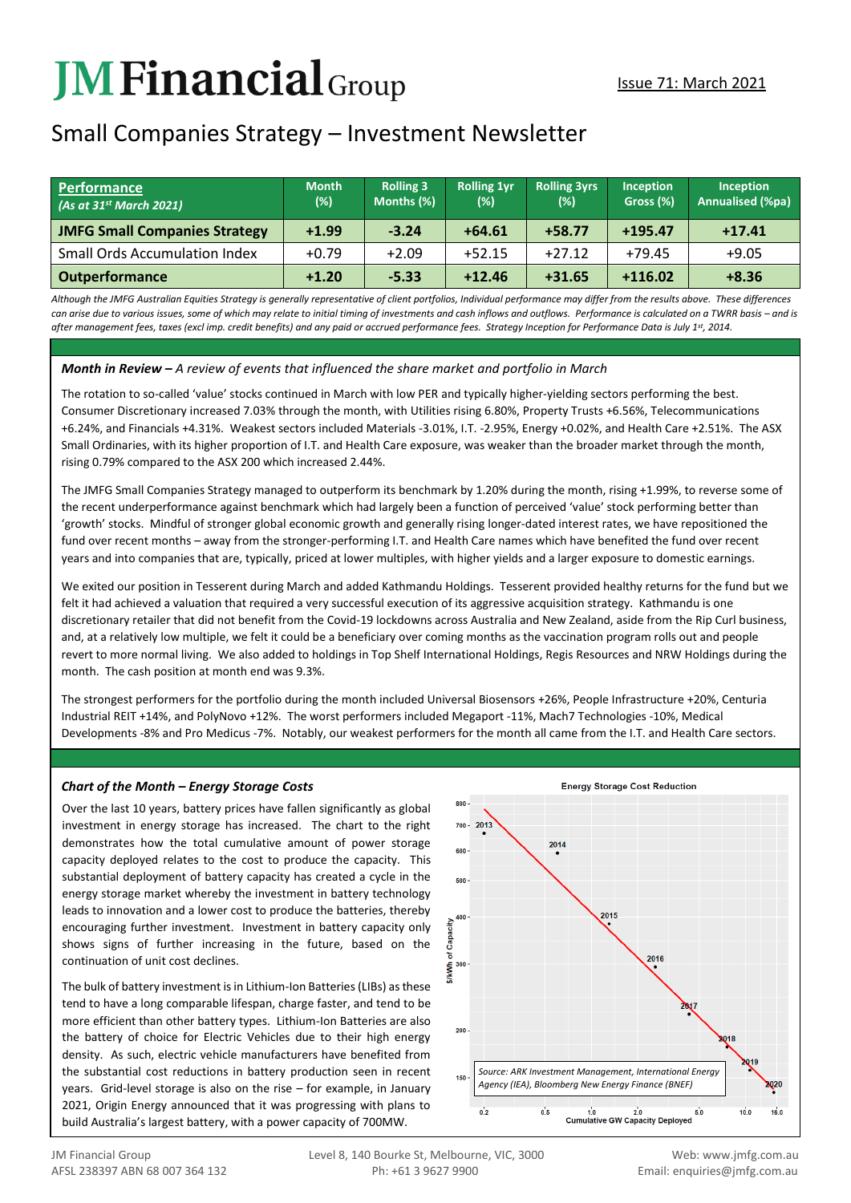# JM Financial Group

Issue 71: March 2021

## Small Companies Strategy – Investment Newsletter

| **Performance** *(As at 31st March 2021)* | Month (%) | Rolling 3 Months (%) | Rolling 1yr (%) | Rolling 3yrs (%) | Inception Gross (%) | Inception Annualised (%pa) |
|---|---|---|---|---|---|---|
| **JMFG Small Companies Strategy** | **+1.99** | **-3.24** | **+64.61** | **+58.77** | **+195.47** | **+17.41** |
| Small Ords Accumulation Index | +0.79 | +2.09 | +52.15 | +27.12 | +79.45 | +9.05 |
| **Outperformance** | **+1.20** | **-5.33** | **+12.46** | **+31.65** | **+116.02** | **+8.36** |

*Although the JMFG Australian Equities Strategy is generally representative of client portfolios, Individual performance may differ from the results above. These differences can arise due to various issues, some of which may relate to initial timing of investments and cash inflows and outflows. Performance is calculated on a TWRR basis – and is after management fees, taxes (excl imp. credit benefits) and any paid or accrued performance fees. Strategy Inception for Performance Data is July 1st, 2014.*

***Month in Review** – A review of events that influenced the share market and portfolio in March*

The rotation to so-called 'value' stocks continued in March with low PER and typically higher-yielding sectors performing the best. Consumer Discretionary increased 7.03% through the month, with Utilities rising 6.80%, Property Trusts +6.56%, Telecommunications +6.24%, and Financials +4.31%. Weakest sectors included Materials -3.01%, I.T. -2.95%, Energy +0.02%, and Health Care +2.51%. The ASX Small Ordinaries, with its higher proportion of I.T. and Health Care exposure, was weaker than the broader market through the month, rising 0.79% compared to the ASX 200 which increased 2.44%.

The JMFG Small Companies Strategy managed to outperform its benchmark by 1.20% during the month, rising +1.99%, to reverse some of the recent underperformance against benchmark which had largely been a function of perceived 'value' stock performing better than 'growth' stocks. Mindful of stronger global economic growth and generally rising longer-dated interest rates, we have repositioned the fund over recent months – away from the stronger-performing I.T. and Health Care names which have benefited the fund over recent years and into companies that are, typically, priced at lower multiples, with higher yields and a larger exposure to domestic earnings.

We exited our position in Tesserent during March and added Kathmandu Holdings. Tesserent provided healthy returns for the fund but we felt it had achieved a valuation that required a very successful execution of its aggressive acquisition strategy. Kathmandu is one discretionary retailer that did not benefit from the Covid-19 lockdowns across Australia and New Zealand, aside from the Rip Curl business, and, at a relatively low multiple, we felt it could be a beneficiary over coming months as the vaccination program rolls out and people revert to more normal living. We also added to holdings in Top Shelf International Holdings, Regis Resources and NRW Holdings during the month. The cash position at month end was 9.3%.

The strongest performers for the portfolio during the month included Universal Biosensors +26%, People Infrastructure +20%, Centuria Industrial REIT +14%, and PolyNovo +12%. The worst performers included Megaport -11%, Mach7 Technologies -10%, Medical Developments -8% and Pro Medicus -7%. Notably, our weakest performers for the month all came from the I.T. and Health Care sectors.

***Chart of the Month – Energy Storage Costs***

Over the last 10 years, battery prices have fallen significantly as global investment in energy storage has increased. The chart to the right demonstrates how the total cumulative amount of power storage capacity deployed relates to the cost to produce the capacity. This substantial deployment of battery capacity has created a cycle in the energy storage market whereby the investment in battery technology leads to innovation and a lower cost to produce the batteries, thereby encouraging further investment. Investment in battery capacity only shows signs of further increasing in the future, based on the continuation of unit cost declines.

The bulk of battery investment is in Lithium-Ion Batteries (LIBs) as these tend to have a long comparable lifespan, charge faster, and tend to be more efficient than other battery types. Lithium-Ion Batteries are also the battery of choice for Electric Vehicles due to their high energy density. As such, electric vehicle manufacturers have benefited from the substantial cost reductions in battery production seen in recent years. Grid-level storage is also on the rise – for example, in January 2021, Origin Energy announced that it was progressing with plans to build Australia's largest battery, with a power capacity of 700MW.

**Energy Storage Cost Reduction**

*Source: ARK Investment Management, International Energy Agency (IEA), Bloomberg New Energy Finance (BNEF)*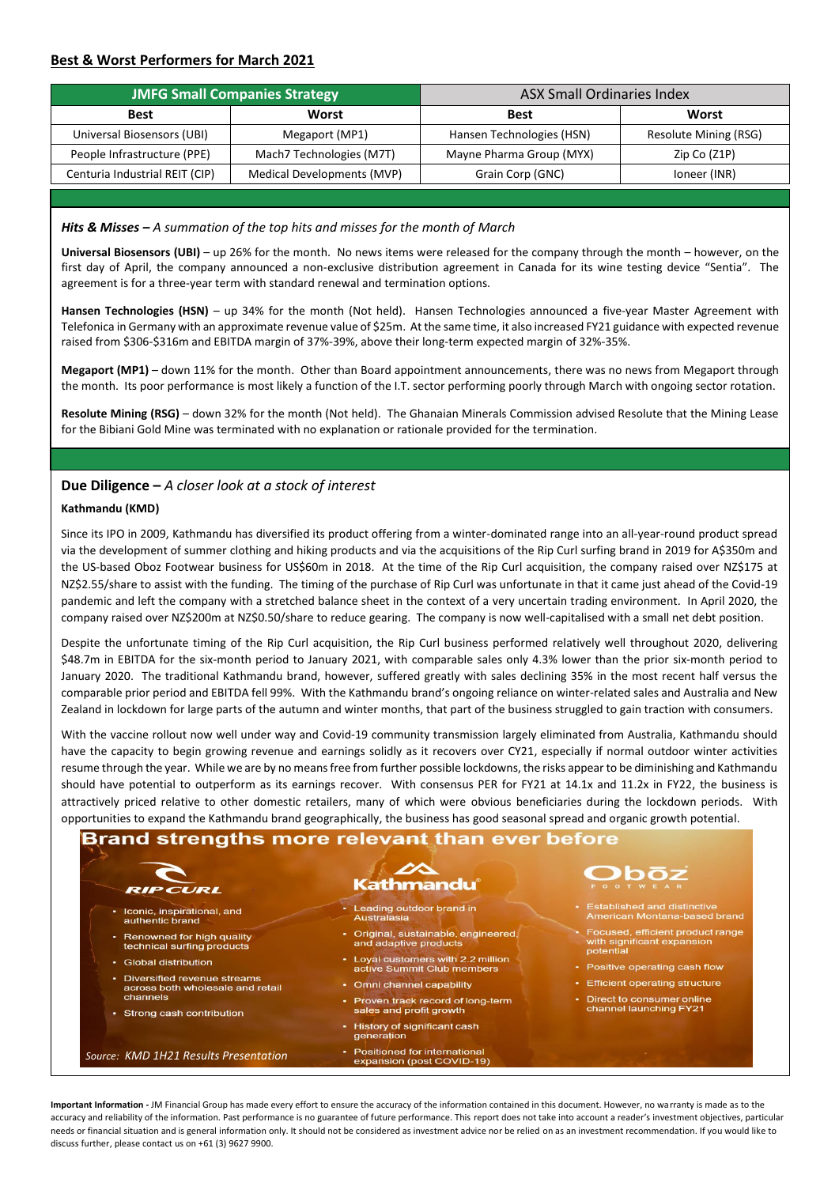## Best & Worst Performers for March 2021

| JMFG Small Companies Strategy | | ASX Small Ordinaries Index | |
|---|---|---|---|
| **Best** | **Worst** | **Best** | **Worst** |
| Universal Biosensors (UBI) | Megaport (MP1) | Hansen Technologies (HSN) | Resolute Mining (RSG) |
| People Infrastructure (PPE) | Mach7 Technologies (M7T) | Mayne Pharma Group (MYX) | Zip Co (Z1P) |
| Centuria Industrial REIT (CIP) | Medical Developments (MVP) | Grain Corp (GNC) | Ioneer (INR) |

***Hits & Misses –*** *A summation of the top hits and misses for the month of March*

**Universal Biosensors (UBI)** – up 26% for the month. No news items were released for the company through the month – however, on the first day of April, the company announced a non-exclusive distribution agreement in Canada for its wine testing device "Sentia". The agreement is for a three-year term with standard renewal and termination options.

**Hansen Technologies (HSN)** – up 34% for the month (Not held). Hansen Technologies announced a five-year Master Agreement with Telefonica in Germany with an approximate revenue value of $25m. At the same time, it also increased FY21 guidance with expected revenue raised from $306-$316m and EBITDA margin of 37%-39%, above their long-term expected margin of 32%-35%.

**Megaport (MP1)** – down 11% for the month. Other than Board appointment announcements, there was no news from Megaport through the month. Its poor performance is most likely a function of the I.T. sector performing poorly through March with ongoing sector rotation.

**Resolute Mining (RSG)** – down 32% for the month (Not held). The Ghanaian Minerals Commission advised Resolute that the Mining Lease for the Bibiani Gold Mine was terminated with no explanation or rationale provided for the termination.

### Due Diligence – *A closer look at a stock of interest*

**Kathmandu (KMD)**

Since its IPO in 2009, Kathmandu has diversified its product offering from a winter-dominated range into an all-year-round product spread via the development of summer clothing and hiking products and via the acquisitions of the Rip Curl surfing brand in 2019 for A$350m and the US-based Oboz Footwear business for US$60m in 2018. At the time of the Rip Curl acquisition, the company raised over NZ$175 at NZ$2.55/share to assist with the funding. The timing of the purchase of Rip Curl was unfortunate in that it came just ahead of the Covid-19 pandemic and left the company with a stretched balance sheet in the context of a very uncertain trading environment. In April 2020, the company raised over NZ$200m at NZ$0.50/share to reduce gearing. The company is now well-capitalised with a small net debt position.

Despite the unfortunate timing of the Rip Curl acquisition, the Rip Curl business performed relatively well throughout 2020, delivering $48.7m in EBITDA for the six-month period to January 2021, with comparable sales only 4.3% lower than the prior six-month period to January 2020. The traditional Kathmandu brand, however, suffered greatly with sales declining 35% in the most recent half versus the comparable prior period and EBITDA fell 99%. With the Kathmandu brand's ongoing reliance on winter-related sales and Australia and New Zealand in lockdown for large parts of the autumn and winter months, that part of the business struggled to gain traction with consumers.

With the vaccine rollout now well under way and Covid-19 community transmission largely eliminated from Australia, Kathmandu should have the capacity to begin growing revenue and earnings solidly as it recovers over CY21, especially if normal outdoor winter activities resume through the year. While we are by no means free from further possible lockdowns, the risks appear to be diminishing and Kathmandu should have potential to outperform as its earnings recover. With consensus PER for FY21 at 14.1x and 11.2x in FY22, the business is attractively priced relative to other domestic retailers, many of which were obvious beneficiaries during the lockdown periods. With opportunities to expand the Kathmandu brand geographically, the business has good seasonal spread and organic growth potential.

**Brand strengths more relevant than ever before**

RIP CURL
- Iconic, inspirational, and authentic brand
- Renowned for high quality technical surfing products
- Global distribution
- Diversified revenue streams across both wholesale and retail channels
- Strong cash contribution

Kathmandu
- Leading outdoor brand in Australasia
- Original, sustainable, engineered, and adaptive products
- Loyal customers with 2.2 million active Summit Club members
- Omni channel capability
- Proven track record of long-term sales and profit growth
- History of significant cash generation
- Positioned for international expansion (post COVID-19)

Oboz FOOTWEAR
- Established and distinctive American Montana-based brand
- Focused, efficient product range with significant expansion potential
- Positive operating cash flow
- Efficient operating structure
- Direct to consumer online channel launching FY21

*Source: KMD 1H21 Results Presentation*

**Important Information -** JM Financial Group has made every effort to ensure the accuracy of the information contained in this document. However, no warranty is made as to the accuracy and reliability of the information. Past performance is no guarantee of future performance. This report does not take into account a reader's investment objectives, particular needs or financial situation and is general information only. It should not be considered as investment advice nor be relied on as an investment recommendation. If you would like to discuss further, please contact us on +61 (3) 9627 9900.